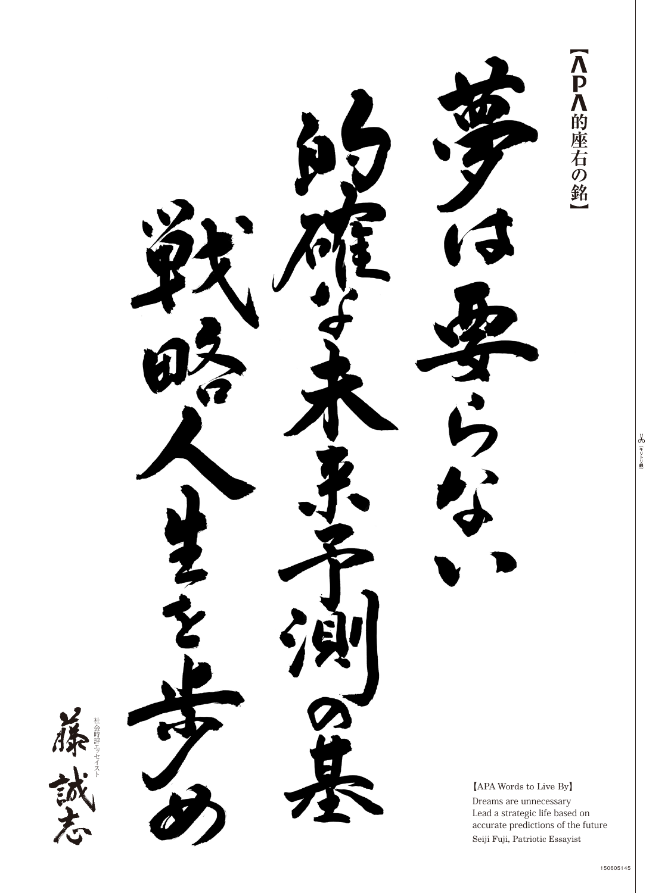【APA的座右の銘】

夢は要らない
的確な未来予測の基
戦略人生を歩め

社会時評エッセイスト
藤誠志

【APA Words to Live By】

Dreams are unnecessary
Lead a strategic life based on accurate predictions of the future

Seiji Fuji, Patriotic Essayist

（キリトリ線）

150605145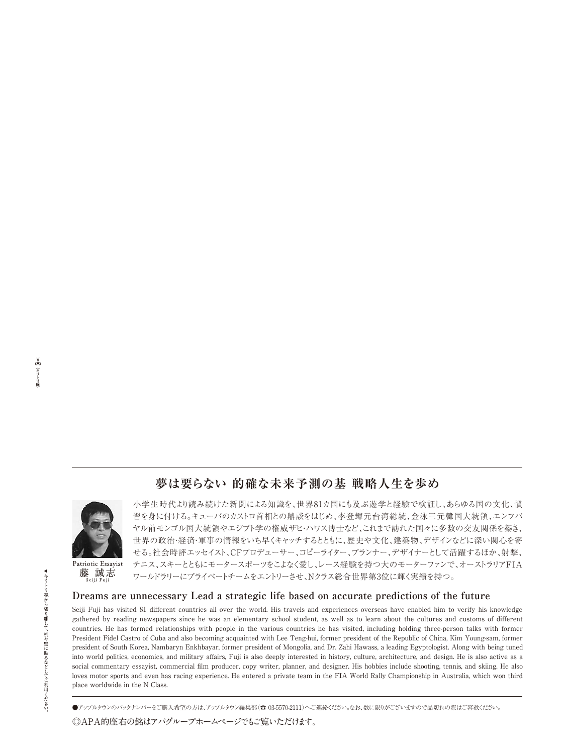## 夢は要らない 的確な未来予測の基 戦略人生を歩め

Patriotic Essayist
藤 誠志
Seiji Fuji

小学生時代より読み続けた新聞による知識を、世界81カ国にも及ぶ遊学と経験で検証し、あらゆる国の文化、慣習を身に付ける。キューバのカストロ首相との鼎談をはじめ、李登輝元台湾総統、金泳三元韓国大統領、エンフバヤル前モンゴル国大統領やエジプト学の権威ザヒ・ハワス博士など、これまで訪れた国々に多数の交友関係を築き、世界の政治・経済・軍事の情報をいち早くキャッチするとともに、歴史や文化、建築物、デザインなどに深い関心を寄せる。社会時評エッセイスト、CFプロデューサー、コピーライター、プランナー、デザイナーとして活躍するほか、射撃、テニス、スキーとともにモータースポーツをこよなく愛し、レース経験を持つ大のモーターファンで、オーストラリアFIAワールドラリーにプライベートチームをエントリーさせ、Nクラス総合世界第3位に輝く実績を持つ。

## Dreams are unnecessary Lead a strategic life based on accurate predictions of the future

Seiji Fuji has visited 81 different countries all over the world. His travels and experiences overseas have enabled him to verify his knowledge gathered by reading newspapers since he was an elementary school student, as well as to learn about the cultures and customs of different countries. He has formed relationships with people in the various countries he has visited, including holding three-person talks with former President Fidel Castro of Cuba and also becoming acquainted with Lee Teng-hui, former president of the Republic of China, Kim Young-sam, former president of South Korea, Nambaryn Enkhbayar, former president of Mongolia, and Dr. Zahi Hawass, a leading Egyptologist. Along with being tuned into world politics, economics, and military affairs, Fuji is also deeply interested in history, culture, architecture, and design. He is also active as a social commentary essayist, commercial film producer, copy writer, planner, and designer. His hobbies include shooting, tennis, and skiing. He also loves motor sports and even has racing experience. He entered a private team in the FIA World Rally Championship in Australia, which won third place worldwide in the N Class.

●アップルタウンのバックナンバーをご購入希望の方は、アップルタウン編集部（☎ 03-5570-2111）へご連絡ください。なお、数に限りがございますので品切れの際はご容赦ください。

◎APA的座右の銘はアパグループホームページでもご覧いただけます。

（キリトリ線）

◀キリトリ線から切り離して、机や壁に貼るなどしてご利用ください。